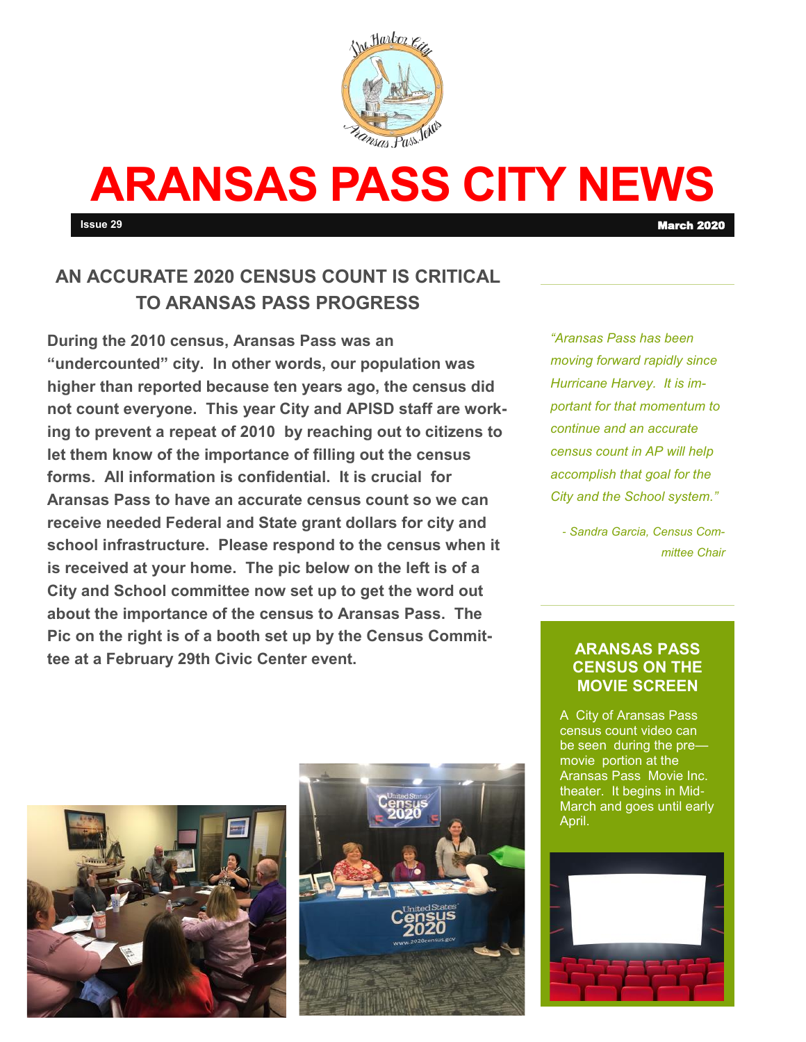# ARANSAS PASS CITY NEWS

**Issue 29** **March 2020**

## AN ACCURATE 2020 CENSUS COUNT IS CRITICAL TO ARANSAS PASS PROGRESS

**During the 2010 census, Aransas Pass was an "undercounted" city. In other words, our population was higher than reported because ten years ago, the census did not count everyone. This year City and APISD staff are working to prevent a repeat of 2010 by reaching out to citizens to let them know of the importance of filling out the census forms. All information is confidential. It is crucial for Aransas Pass to have an accurate census count so we can receive needed Federal and State grant dollars for city and school infrastructure. Please respond to the census when it is received at your home. The pic below on the left is of a City and School committee now set up to get the word out about the importance of the census to Aransas Pass. The Pic on the right is of a booth set up by the Census Committee at a February 29th Civic Center event.**

*"Aransas Pass has been moving forward rapidly since Hurricane Harvey. It is important for that momentum to continue and an accurate census count in AP will help accomplish that goal for the City and the School system."*

*- Sandra Garcia, Census Committee Chair*

### ARANSAS PASS CENSUS ON THE MOVIE SCREEN

A City of Aransas Pass census count video can be seen during the pre—movie portion at the Aransas Pass Movie Inc. theater. It begins in Mid-March and goes until early April.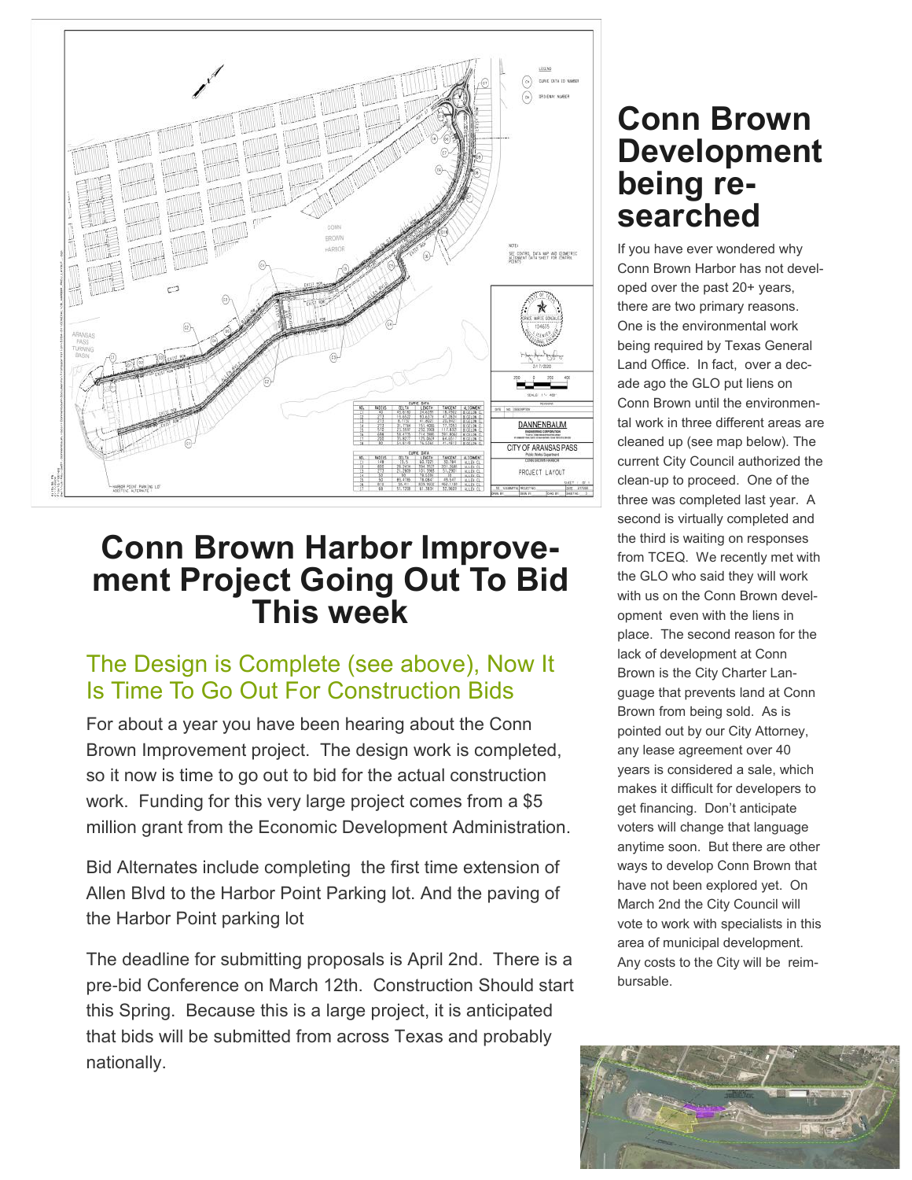# Conn Brown Harbor Improvement Project Going Out To Bid This week

## The Design is Complete (see above), Now It Is Time To Go Out For Construction Bids

For about a year you have been hearing about the Conn Brown Improvement project. The design work is completed, so it now is time to go out to bid for the actual construction work. Funding for this very large project comes from a $5 million grant from the Economic Development Administration.

Bid Alternates include completing the first time extension of Allen Blvd to the Harbor Point Parking lot. And the paving of the Harbor Point parking lot

The deadline for submitting proposals is April 2nd. There is a pre-bid Conference on March 12th. Construction Should start this Spring. Because this is a large project, it is anticipated that bids will be submitted from across Texas and probably nationally.

# Conn Brown Development being researched

If you have ever wondered why Conn Brown Harbor has not developed over the past 20+ years, there are two primary reasons. One is the environmental work being required by Texas General Land Office. In fact, over a decade ago the GLO put liens on Conn Brown until the environmental work in three different areas are cleaned up (see map below). The current City Council authorized the clean-up to proceed. One of the three was completed last year. A second is virtually completed and the third is waiting on responses from TCEQ. We recently met with the GLO who said they will work with us on the Conn Brown development even with the liens in place. The second reason for the lack of development at Conn Brown is the City Charter Language that prevents land at Conn Brown from being sold. As is pointed out by our City Attorney, any lease agreement over 40 years is considered a sale, which makes it difficult for developers to get financing. Don't anticipate voters will change that language anytime soon. But there are other ways to develop Conn Brown that have not been explored yet. On March 2nd the City Council will vote to work with specialists in this area of municipal development. Any costs to the City will be reimbursable.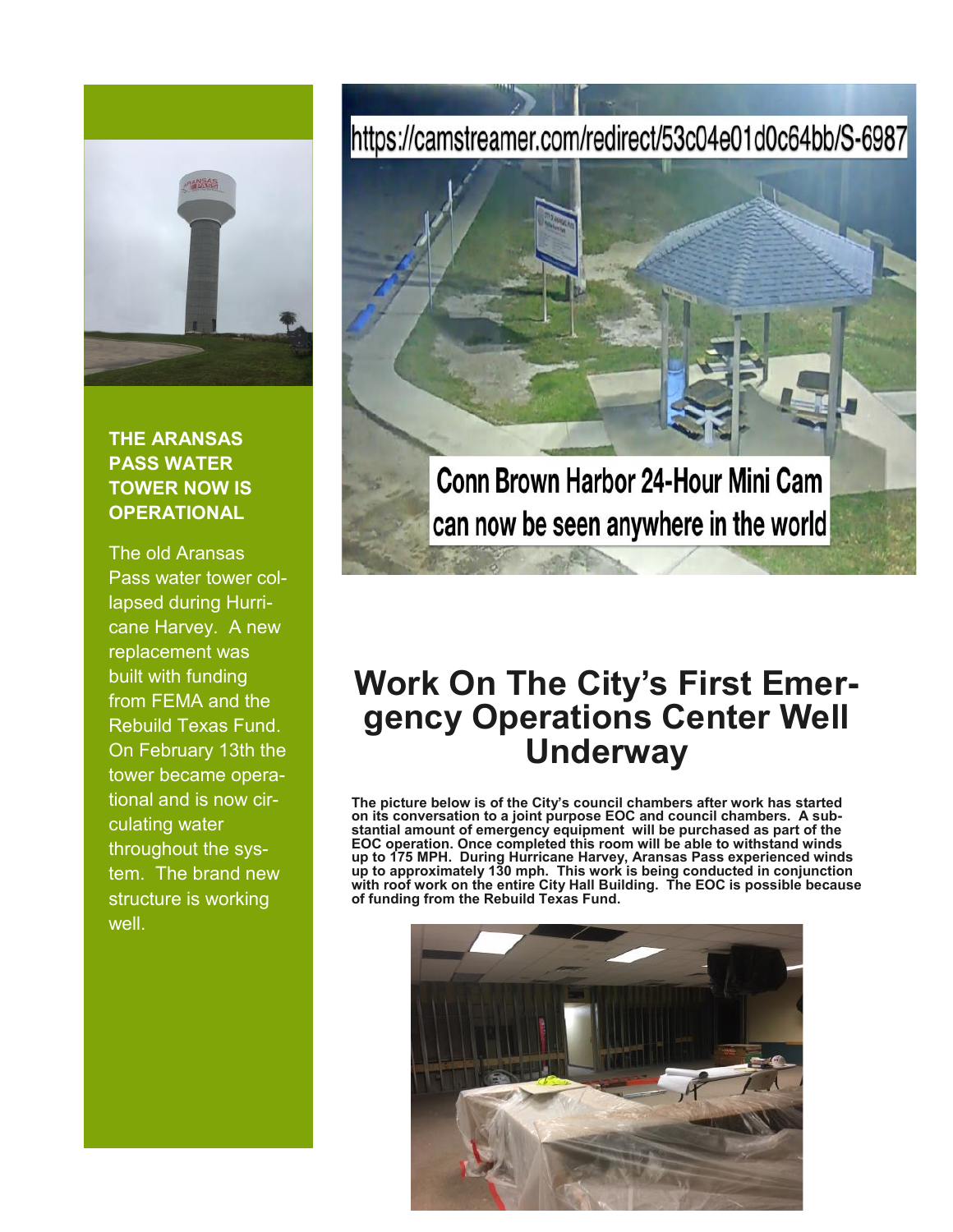**THE ARANSAS PASS WATER TOWER NOW IS OPERATIONAL**

The old Aransas Pass water tower collapsed during Hurricane Harvey. A new replacement was built with funding from FEMA and the Rebuild Texas Fund. On February 13th the tower became operational and is now circulating water throughout the system. The brand new structure is working well.

https://camstreamer.com/redirect/53c04e01d0c64bb/S-6987

Conn Brown Harbor 24-Hour Mini Cam can now be seen anywhere in the world

# Work On The City's First Emergency Operations Center Well Underway

**The picture below is of the City's council chambers after work has started on its conversation to a joint purpose EOC and council chambers. A substantial amount of emergency equipment will be purchased as part of the EOC operation. Once completed this room will be able to withstand winds up to 175 MPH. During Hurricane Harvey, Aransas Pass experienced winds up to approximately 130 mph. This work is being conducted in conjunction with roof work on the entire City Hall Building. The EOC is possible because of funding from the Rebuild Texas Fund.**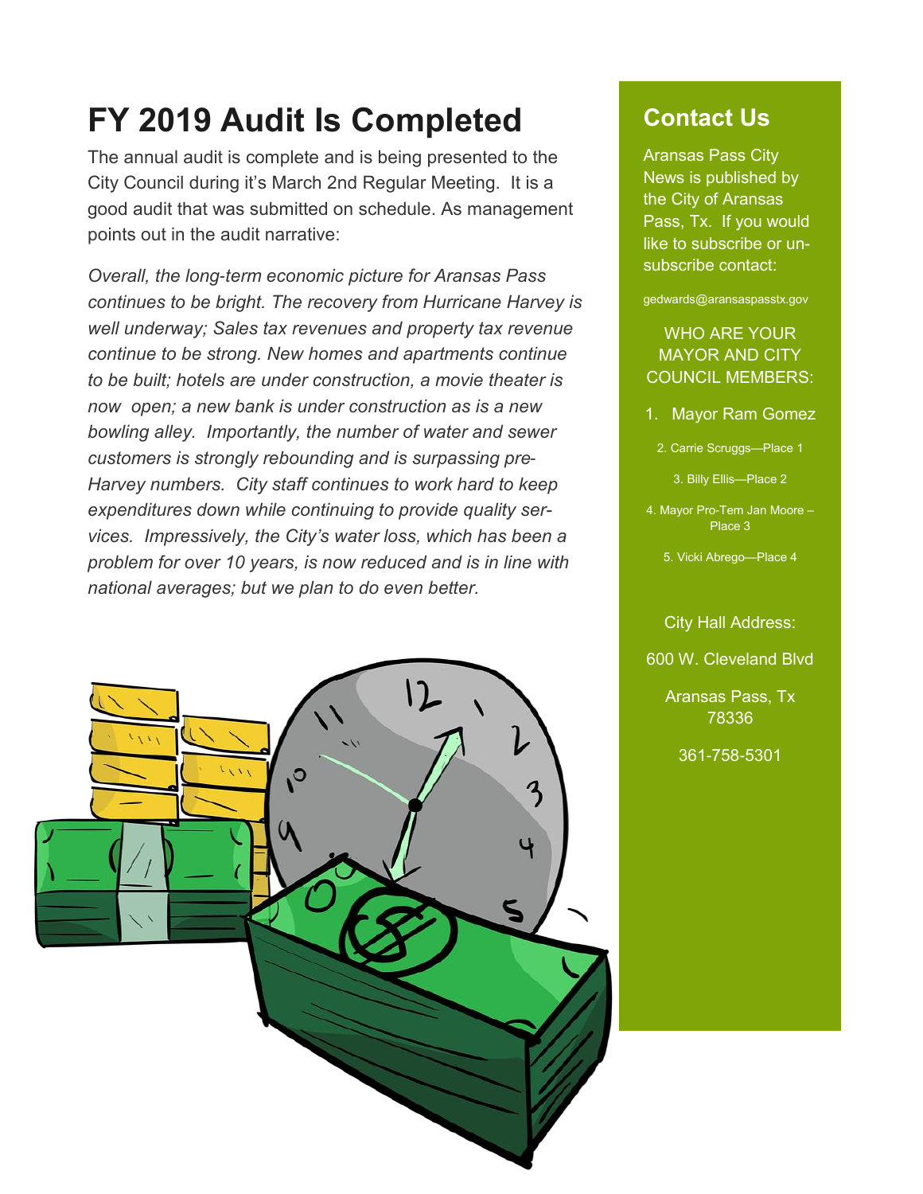# FY 2019 Audit Is Completed

The annual audit is complete and is being presented to the City Council during it's March 2nd Regular Meeting. It is a good audit that was submitted on schedule. As management points out in the audit narrative:

*Overall, the long-term economic picture for Aransas Pass continues to be bright. The recovery from Hurricane Harvey is well underway; Sales tax revenues and property tax revenue continue to be strong. New homes and apartments continue to be built; hotels are under construction, a movie theater is now open; a new bank is under construction as is a new bowling alley. Importantly, the number of water and sewer customers is strongly rebounding and is surpassing pre-Harvey numbers. City staff continues to work hard to keep expenditures down while continuing to provide quality services. Impressively, the City's water loss, which has been a problem for over 10 years, is now reduced and is in line with national averages; but we plan to do even better.*

## Contact Us

Aransas Pass City News is published by the City of Aransas Pass, Tx. If you would like to subscribe or un-subscribe contact:

gedwards@aransaspasstx.gov

WHO ARE YOUR MAYOR AND CITY COUNCIL MEMBERS:

1. Mayor Ram Gomez
2. Carrie Scruggs—Place 1
3. Billy Ellis—Place 2
4. Mayor Pro-Tem Jan Moore – Place 3
5. Vicki Abrego—Place 4

City Hall Address:

600 W. Cleveland Blvd

Aransas Pass, Tx 78336

361-758-5301